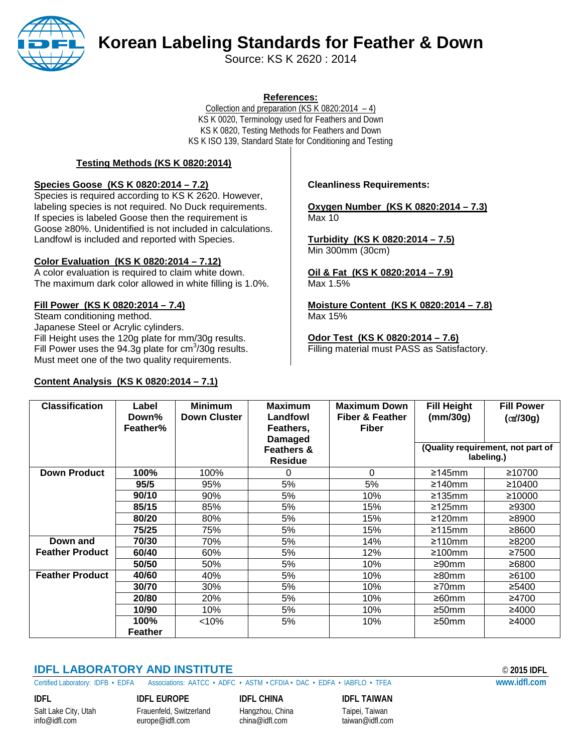# Korean Labeling Standards for Feather & Down

Source: KS K 2620 : 2014

**References:**

Collection and preparation (KS K 0820:2014 – 4)
KS K 0020, Terminology used for Feathers and Down
KS K 0820, Testing Methods for Feathers and Down
KS K ISO 139, Standard State for Conditioning and Testing

## Testing Methods (KS K 0820:2014)

### Species Goose (KS K 0820:2014 – 7.2)

Species is required according to KS K 2620. However, labeling species is not required. No Duck requirements. If species is labeled Goose then the requirement is Goose ≥80%. Unidentified is not included in calculations. Landfowl is included and reported with Species.

### Color Evaluation (KS K 0820:2014 – 7.12)

A color evaluation is required to claim white down. The maximum dark color allowed in white filling is 1.0%.

### Fill Power (KS K 0820:2014 – 7.4)

Steam conditioning method.
Japanese Steel or Acrylic cylinders.
Fill Height uses the 120g plate for mm/30g results.
Fill Power uses the 94.3g plate for $cm^3$/30g results.
Must meet one of the two quality requirements.

**Cleanliness Requirements:**

### Oxygen Number (KS K 0820:2014 – 7.3)

Max 10

### Turbidity (KS K 0820:2014 – 7.5)

Min 300mm (30cm)

### Oil & Fat (KS K 0820:2014 – 7.9)

Max 1.5%

### Moisture Content (KS K 0820:2014 – 7.8)

Max 15%

### Odor Test (KS K 0820:2014 – 7.6)

Filling material must PASS as Satisfactory.

### Content Analysis (KS K 0820:2014 – 7.1)

| Classification | Label Down% Feather% | Minimum Down Cluster | Maximum Landfowl Feathers, Damaged Feathers & Residue | Maximum Down Fiber & Feather Fiber | Fill Height (mm/30g) | Fill Power (㎤/30g) |
|---|---|---|---|---|---|---|
| | | | | | (Quality requirement, not part of labeling.) | |
| **Down Product** | **100%** | 100% | 0 | 0 | ≥145mm | ≥10700 |
| | **95/5** | 95% | 5% | 5% | ≥140mm | ≥10400 |
| | **90/10** | 90% | 5% | 10% | ≥135mm | ≥10000 |
| | **85/15** | 85% | 5% | 15% | ≥125mm | ≥9300 |
| | **80/20** | 80% | 5% | 15% | ≥120mm | ≥8900 |
| | **75/25** | 75% | 5% | 15% | ≥115mm | ≥8600 |
| **Down and Feather Product** | **70/30** | 70% | 5% | 14% | ≥110mm | ≥8200 |
| | **60/40** | 60% | 5% | 12% | ≥100mm | ≥7500 |
| | **50/50** | 50% | 5% | 10% | ≥90mm | ≥6800 |
| **Feather Product** | **40/60** | 40% | 5% | 10% | ≥80mm | ≥6100 |
| | **30/70** | 30% | 5% | 10% | ≥70mm | ≥5400 |
| | **20/80** | 20% | 5% | 10% | ≥60mm | ≥4700 |
| | **10/90** | 10% | 5% | 10% | ≥50mm | ≥4000 |
| | **100% Feather** | <10% | 5% | 10% | ≥50mm | ≥4000 |

**IDFL LABORATORY AND INSTITUTE** © 2015 IDFL

Certified Laboratory: IDFB • EDFA Associations: AATCC • ADFC • ASTM • CFDIA • DAC • EDFA • IABFLO • TFEA www.idfl.com

**IDFL**
Salt Lake City, Utah
info@idfl.com

**IDFL EUROPE**
Frauenfeld, Switzerland
europe@idfl.com

**IDFL CHINA**
Hangzhou, China
china@idfl.com

**IDFL TAIWAN**
Taipei, Taiwan
taiwan@idfl.com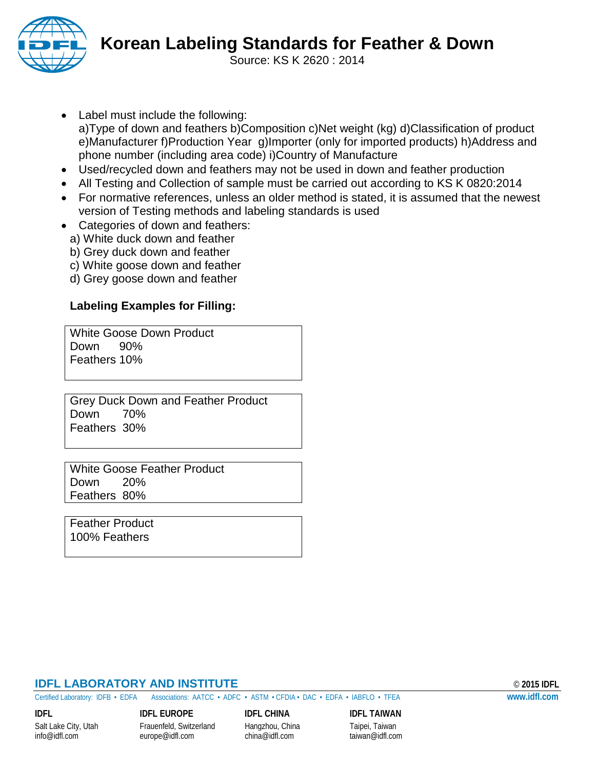# Korean Labeling Standards for Feather & Down

Source: KS K 2620 : 2014

- Label must include the following:
  a)Type of down and feathers b)Composition c)Net weight (kg) d)Classification of product e)Manufacturer f)Production Year g)Importer (only for imported products) h)Address and phone number (including area code) i)Country of Manufacture
- Used/recycled down and feathers may not be used in down and feather production
- All Testing and Collection of sample must be carried out according to KS K 0820:2014
- For normative references, unless an older method is stated, it is assumed that the newest version of Testing methods and labeling standards is used
- Categories of down and feathers:
  a) White duck down and feather
  b) Grey duck down and feather
  c) White goose down and feather
  d) Grey goose down and feather

**Labeling Examples for Filling:**

White Goose Down Product
Down 90%
Feathers 10%

Grey Duck Down and Feather Product
Down 70%
Feathers 30%

White Goose Feather Product
Down 20%
Feathers 80%

Feather Product
100% Feathers

**IDFL LABORATORY AND INSTITUTE**

© 2015 IDFL

Certified Laboratory: IDFB • EDFA Associations: AATCC • ADFC • ASTM • CFDIA • DAC • EDFA • IABFLO • TFEA

www.idfl.com

**IDFL**
Salt Lake City, Utah
info@idfl.com

**IDFL EUROPE**
Frauenfeld, Switzerland
europe@idfl.com

**IDFL CHINA**
Hangzhou, China
china@idfl.com

**IDFL TAIWAN**
Taipei, Taiwan
taiwan@idfl.com